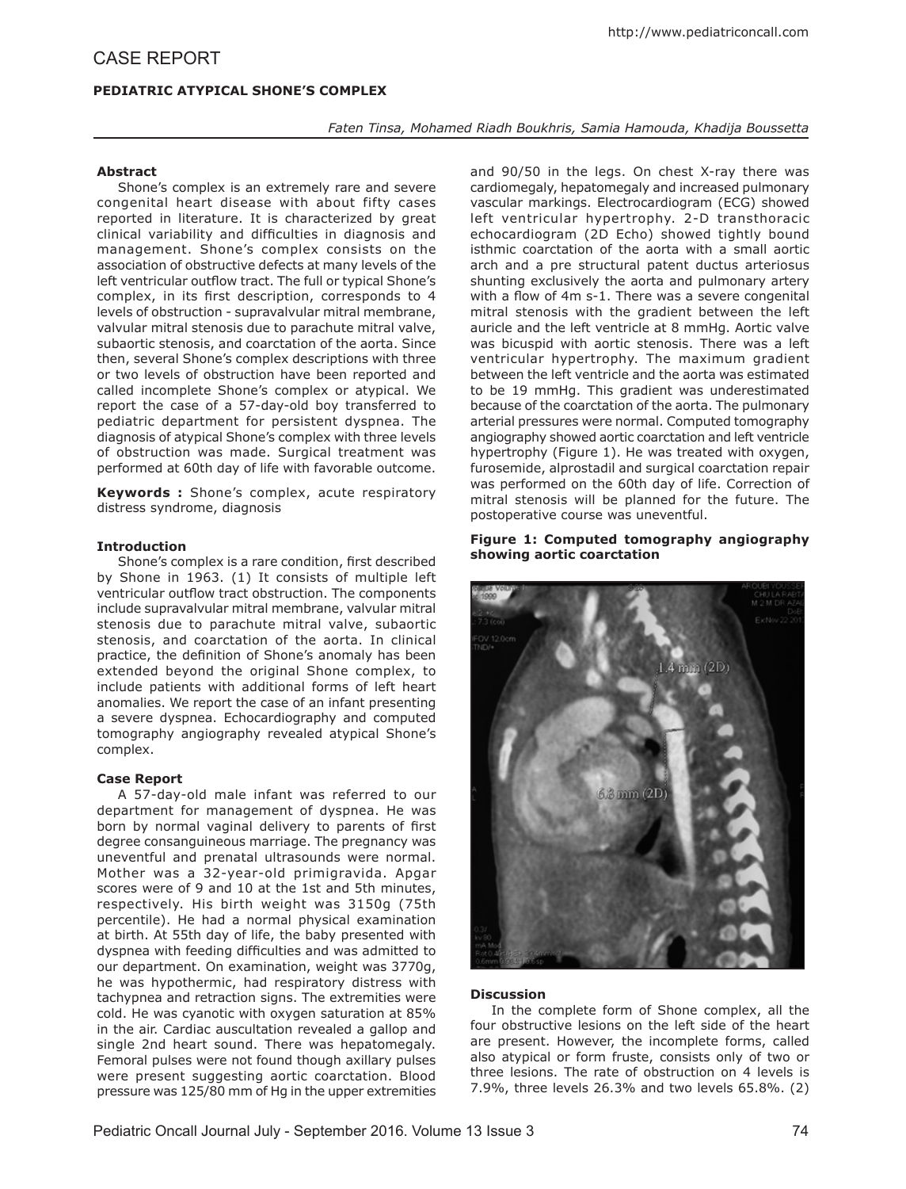# CASE REPORT

## PEDIATRIC ATYPICAL SHONE'S COMPLEX

*Faten Tinsa, Mohamed Riadh Boukhris, Samia Hamouda, Khadija Boussetta*

### Abstract

Shone's complex is an extremely rare and severe congenital heart disease with about fifty cases reported in literature. It is characterized by great clinical variability and difficulties in diagnosis and management. Shone's complex consists on the association of obstructive defects at many levels of the left ventricular outflow tract. The full or typical Shone's complex, in its first description, corresponds to 4 levels of obstruction - supravalvular mitral membrane, valvular mitral stenosis due to parachute mitral valve, subaortic stenosis, and coarctation of the aorta. Since then, several Shone's complex descriptions with three or two levels of obstruction have been reported and called incomplete Shone's complex or atypical. We report the case of a 57-day-old boy transferred to pediatric department for persistent dyspnea. The diagnosis of atypical Shone's complex with three levels of obstruction was made. Surgical treatment was performed at 60th day of life with favorable outcome.

**Keywords :** Shone's complex, acute respiratory distress syndrome, diagnosis

### Introduction

Shone's complex is a rare condition, first described by Shone in 1963. (1) It consists of multiple left ventricular outflow tract obstruction. The components include supravalvular mitral membrane, valvular mitral stenosis due to parachute mitral valve, subaortic stenosis, and coarctation of the aorta. In clinical practice, the definition of Shone's anomaly has been extended beyond the original Shone complex, to include patients with additional forms of left heart anomalies. We report the case of an infant presenting a severe dyspnea. Echocardiography and computed tomography angiography revealed atypical Shone's complex.

### Case Report

A 57-day-old male infant was referred to our department for management of dyspnea. He was born by normal vaginal delivery to parents of first degree consanguineous marriage. The pregnancy was uneventful and prenatal ultrasounds were normal. Mother was a 32-year-old primigravida. Apgar scores were of 9 and 10 at the 1st and 5th minutes, respectively. His birth weight was 3150g (75th percentile). He had a normal physical examination at birth. At 55th day of life, the baby presented with dyspnea with feeding difficulties and was admitted to our department. On examination, weight was 3770g, he was hypothermic, had respiratory distress with tachypnea and retraction signs. The extremities were cold. He was cyanotic with oxygen saturation at 85% in the air. Cardiac auscultation revealed a gallop and single 2nd heart sound. There was hepatomegaly. Femoral pulses were not found though axillary pulses were present suggesting aortic coarctation. Blood pressure was 125/80 mm of Hg in the upper extremities and 90/50 in the legs. On chest X-ray there was cardiomegaly, hepatomegaly and increased pulmonary vascular markings. Electrocardiogram (ECG) showed left ventricular hypertrophy. 2-D transthoracic echocardiogram (2D Echo) showed tightly bound isthmic coarctation of the aorta with a small aortic arch and a pre structural patent ductus arteriosus shunting exclusively the aorta and pulmonary artery with a flow of 4m s-1. There was a severe congenital mitral stenosis with the gradient between the left auricle and the left ventricle at 8 mmHg. Aortic valve was bicuspid with aortic stenosis. There was a left ventricular hypertrophy. The maximum gradient between the left ventricle and the aorta was estimated to be 19 mmHg. This gradient was underestimated because of the coarctation of the aorta. The pulmonary arterial pressures were normal. Computed tomography angiography showed aortic coarctation and left ventricle hypertrophy (Figure 1). He was treated with oxygen, furosemide, alprostadil and surgical coarctation repair was performed on the 60th day of life. Correction of mitral stenosis will be planned for the future. The postoperative course was uneventful.

**Figure 1: Computed tomography angiography showing aortic coarctation**

### Discussion

In the complete form of Shone complex, all the four obstructive lesions on the left side of the heart are present. However, the incomplete forms, called also atypical or form fruste, consists only of two or three lesions. The rate of obstruction on 4 levels is 7.9%, three levels 26.3% and two levels 65.8%. (2)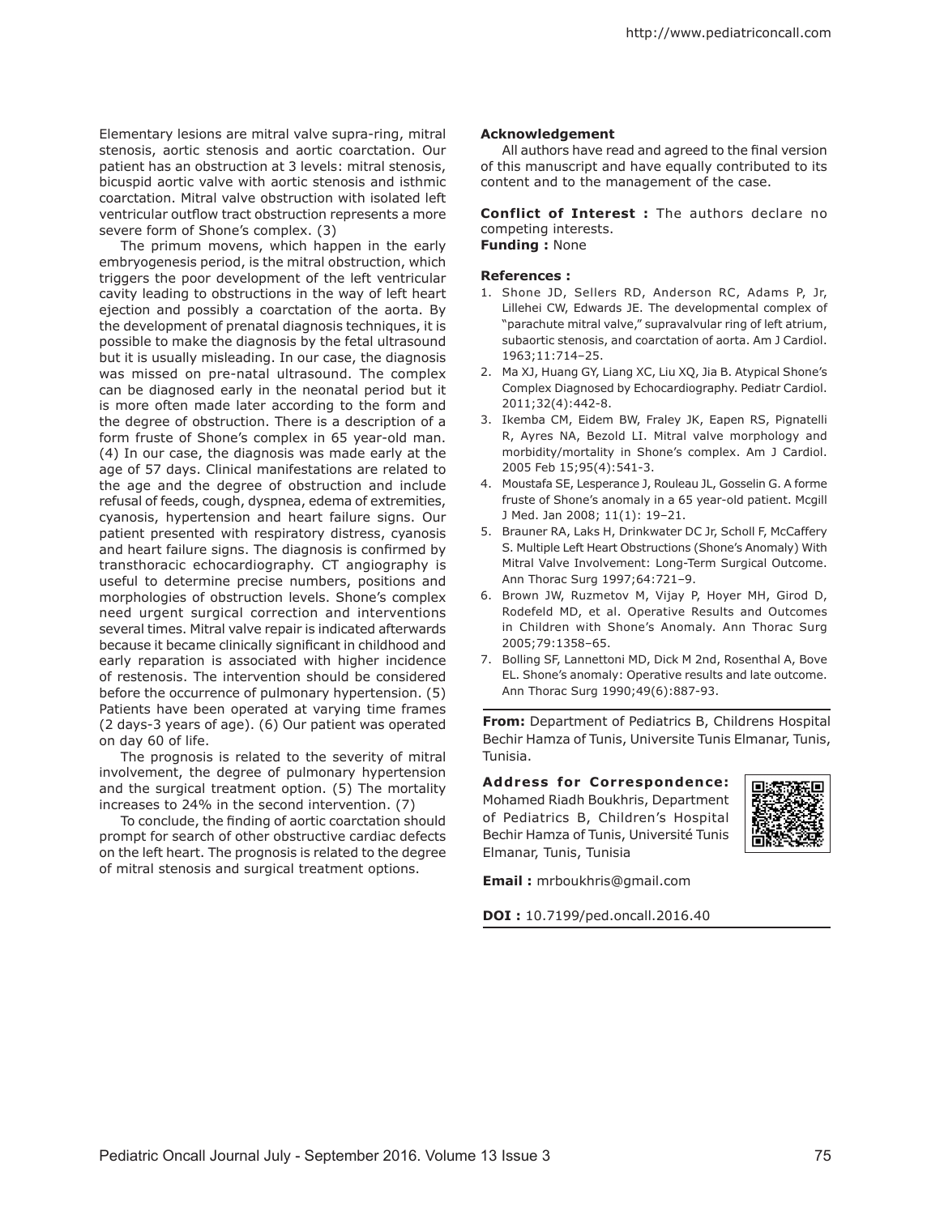Elementary lesions are mitral valve supra-ring, mitral stenosis, aortic stenosis and aortic coarctation. Our patient has an obstruction at 3 levels: mitral stenosis, bicuspid aortic valve with aortic stenosis and isthmic coarctation. Mitral valve obstruction with isolated left ventricular outflow tract obstruction represents a more severe form of Shone's complex. (3)

The primum movens, which happen in the early embryogenesis period, is the mitral obstruction, which triggers the poor development of the left ventricular cavity leading to obstructions in the way of left heart ejection and possibly a coarctation of the aorta. By the development of prenatal diagnosis techniques, it is possible to make the diagnosis by the fetal ultrasound but it is usually misleading. In our case, the diagnosis was missed on pre-natal ultrasound. The complex can be diagnosed early in the neonatal period but it is more often made later according to the form and the degree of obstruction. There is a description of a form fruste of Shone's complex in 65 year-old man. (4) In our case, the diagnosis was made early at the age of 57 days. Clinical manifestations are related to the age and the degree of obstruction and include refusal of feeds, cough, dyspnea, edema of extremities, cyanosis, hypertension and heart failure signs. Our patient presented with respiratory distress, cyanosis and heart failure signs. The diagnosis is confirmed by transthoracic echocardiography. CT angiography is useful to determine precise numbers, positions and morphologies of obstruction levels. Shone's complex need urgent surgical correction and interventions several times. Mitral valve repair is indicated afterwards because it became clinically significant in childhood and early reparation is associated with higher incidence of restenosis. The intervention should be considered before the occurrence of pulmonary hypertension. (5) Patients have been operated at varying time frames (2 days-3 years of age). (6) Our patient was operated on day 60 of life.

The prognosis is related to the severity of mitral involvement, the degree of pulmonary hypertension and the surgical treatment option. (5) The mortality increases to 24% in the second intervention. (7)

To conclude, the finding of aortic coarctation should prompt for search of other obstructive cardiac defects on the left heart. The prognosis is related to the degree of mitral stenosis and surgical treatment options.

**Acknowledgement**

All authors have read and agreed to the final version of this manuscript and have equally contributed to its content and to the management of the case.

**Conflict of Interest :** The authors declare no competing interests.

**Funding :** None

**References :**

1. Shone JD, Sellers RD, Anderson RC, Adams P, Jr, Lillehei CW, Edwards JE. The developmental complex of "parachute mitral valve," supravalvular ring of left atrium, subaortic stenosis, and coarctation of aorta. Am J Cardiol. 1963;11:714–25.
2. Ma XJ, Huang GY, Liang XC, Liu XQ, Jia B. Atypical Shone's Complex Diagnosed by Echocardiography. Pediatr Cardiol. 2011;32(4):442-8.
3. Ikemba CM, Eidem BW, Fraley JK, Eapen RS, Pignatelli R, Ayres NA, Bezold LI. Mitral valve morphology and morbidity/mortality in Shone's complex. Am J Cardiol. 2005 Feb 15;95(4):541-3.
4. Moustafa SE, Lesperance J, Rouleau JL, Gosselin G. A forme fruste of Shone's anomaly in a 65 year-old patient. Mcgill J Med. Jan 2008; 11(1): 19–21.
5. Brauner RA, Laks H, Drinkwater DC Jr, Scholl F, McCaffery S. Multiple Left Heart Obstructions (Shone's Anomaly) With Mitral Valve Involvement: Long-Term Surgical Outcome. Ann Thorac Surg 1997;64:721–9.
6. Brown JW, Ruzmetov M, Vijay P, Hoyer MH, Girod D, Rodefeld MD, et al. Operative Results and Outcomes in Children with Shone's Anomaly. Ann Thorac Surg 2005;79:1358–65.
7. Bolling SF, Lannettoni MD, Dick M 2nd, Rosenthal A, Bove EL. Shone's anomaly: Operative results and late outcome. Ann Thorac Surg 1990;49(6):887-93.

**From:** Department of Pediatrics B, Childrens Hospital Bechir Hamza of Tunis, Universite Tunis Elmanar, Tunis, Tunisia.

**Address for Correspondence:** Mohamed Riadh Boukhris, Department of Pediatrics B, Children's Hospital Bechir Hamza of Tunis, Université Tunis Elmanar, Tunis, Tunisia

**Email :** mrboukhris@gmail.com

**DOI :** 10.7199/ped.oncall.2016.40